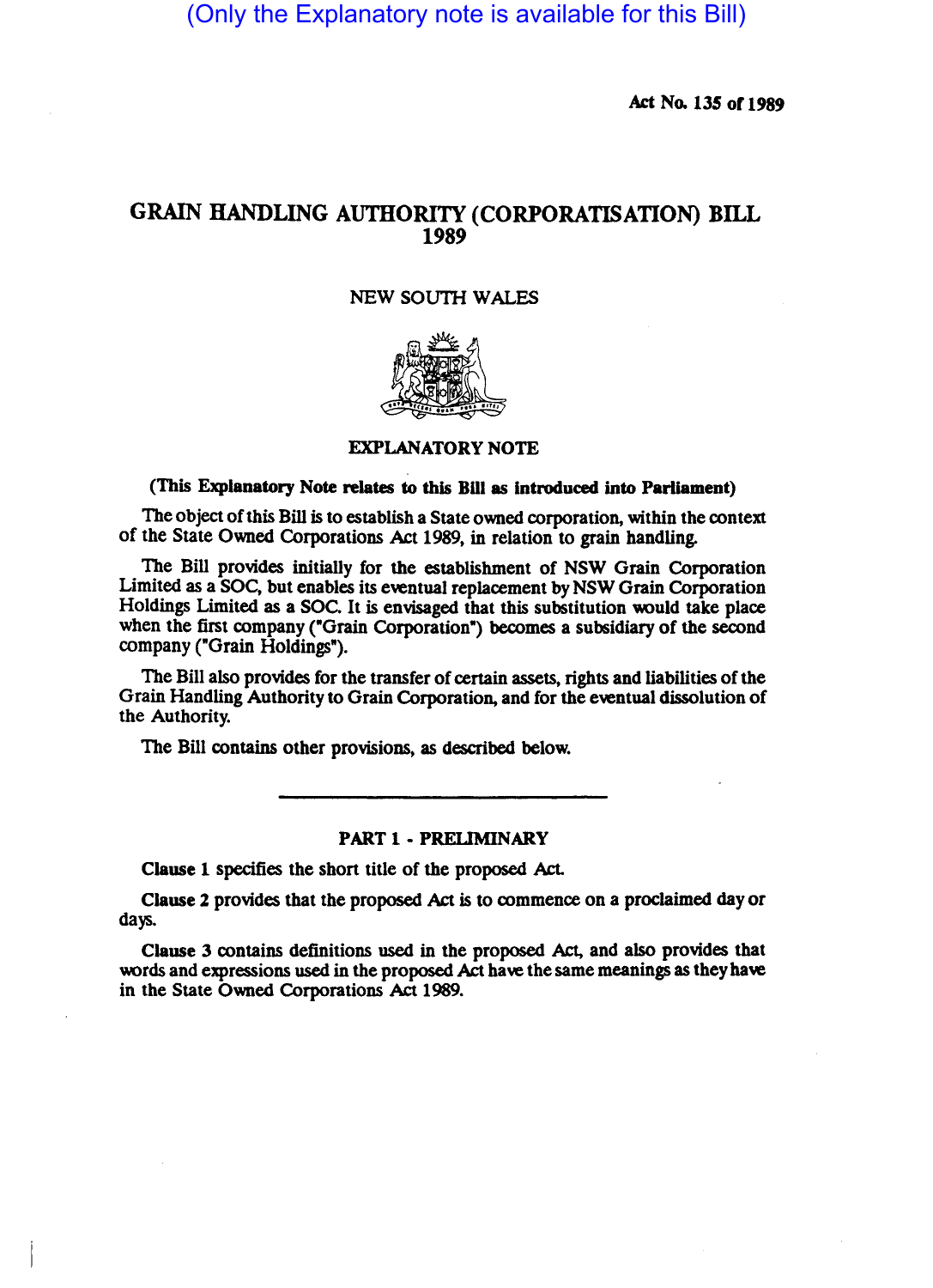(Only the Explanatory note is available for this Bill)

Act No. 135 of 1989

# GRAIN HANDLING AUTHORITY (CORPORATISATION) BILL 1989

NEW SOUTH WALES

## EXPLANATORY NOTE

**(This Explanatory Note relates to this Bill as introduced into Parliament)**

The object of this Bill is to establish a State owned corporation, within the context of the State Owned Corporations Act 1989, in relation to grain handling.

The Bill provides initially for the establishment of NSW Grain Corporation Limited as a SOC, but enables its eventual replacement by NSW Grain Corporation Holdings Limited as a SOC. It is envisaged that this substitution would take place when the first company ("Grain Corporation") becomes a subsidiary of the second company ("Grain Holdings").

The Bill also provides for the transfer of certain assets, rights and liabilities of the Grain Handling Authority to Grain Corporation, and for the eventual dissolution of the Authority.

The Bill contains other provisions, as described below.

---

### PART 1 - PRELIMINARY

**Clause 1** specifies the short title of the proposed Act.

**Clause 2** provides that the proposed Act is to commence on a proclaimed day or days.

**Clause 3** contains definitions used in the proposed Act, and also provides that words and expressions used in the proposed Act have the same meanings as they have in the State Owned Corporations Act 1989.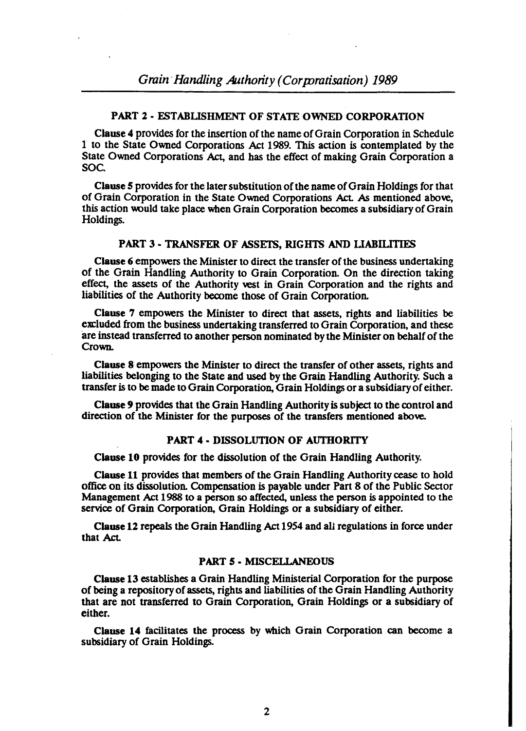## PART 2 - ESTABLISHMENT OF STATE OWNED CORPORATION

**Clause 4** provides for the insertion of the name of Grain Corporation in Schedule 1 to the State Owned Corporations Act 1989. This action is contemplated by the State Owned Corporations Act, and has the effect of making Grain Corporation a SOC.

**Clause 5** provides for the later substitution of the name of Grain Holdings for that of Grain Corporation in the State Owned Corporations Act. As mentioned above, this action would take place when Grain Corporation becomes a subsidiary of Grain Holdings.

## PART 3 - TRANSFER OF ASSETS, RIGHTS AND LIABILITIES

**Clause 6** empowers the Minister to direct the transfer of the business undertaking of the Grain Handling Authority to Grain Corporation. On the direction taking effect, the assets of the Authority vest in Grain Corporation and the rights and liabilities of the Authority become those of Grain Corporation.

**Clause 7** empowers the Minister to direct that assets, rights and liabilities be excluded from the business undertaking transferred to Grain Corporation, and these are instead transferred to another person nominated by the Minister on behalf of the Crown.

**Clause 8** empowers the Minister to direct the transfer of other assets, rights and liabilities belonging to the State and used by the Grain Handling Authority. Such a transfer is to be made to Grain Corporation, Grain Holdings or a subsidiary of either.

**Clause 9** provides that the Grain Handling Authority is subject to the control and direction of the Minister for the purposes of the transfers mentioned above.

## PART 4 - DISSOLUTION OF AUTHORITY

**Clause 10** provides for the dissolution of the Grain Handling Authority.

**Clause 11** provides that members of the Grain Handling Authority cease to hold office on its dissolution. Compensation is payable under Part 8 of the Public Sector Management Act 1988 to a person so affected, unless the person is appointed to the service of Grain Corporation, Grain Holdings or a subsidiary of either.

**Clause 12** repeals the Grain Handling Act 1954 and all regulations in force under that Act.

## PART 5 - MISCELLANEOUS

**Clause 13** establishes a Grain Handling Ministerial Corporation for the purpose of being a repository of assets, rights and liabilities of the Grain Handling Authority that are not transferred to Grain Corporation, Grain Holdings or a subsidiary of either.

**Clause 14** facilitates the process by which Grain Corporation can become a subsidiary of Grain Holdings.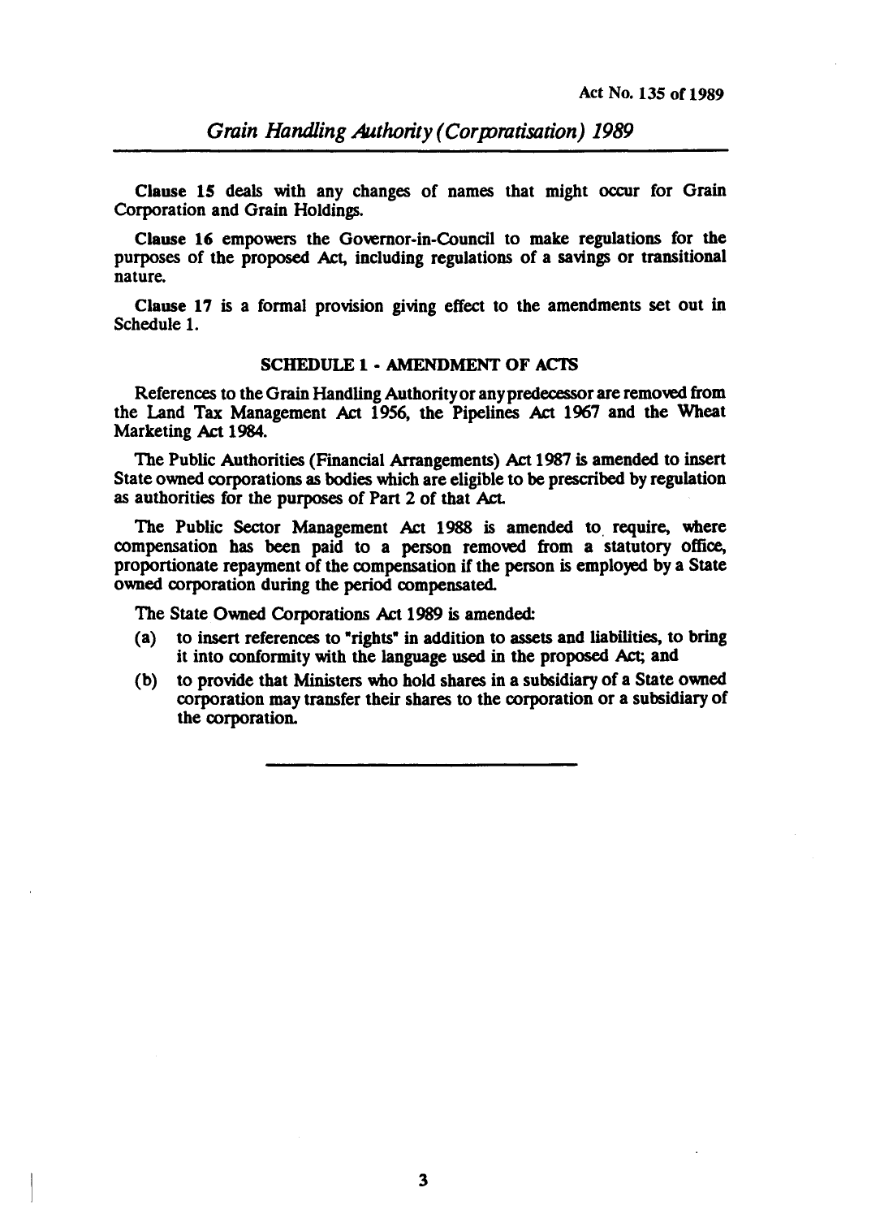**Clause 15** deals with any changes of names that might occur for Grain Corporation and Grain Holdings.

**Clause 16** empowers the Governor-in-Council to make regulations for the purposes of the proposed Act, including regulations of a savings or transitional nature.

**Clause 17** is a formal provision giving effect to the amendments set out in Schedule 1.

## SCHEDULE 1 - AMENDMENT OF ACTS

References to the Grain Handling Authority or any predecessor are removed from the Land Tax Management Act 1956, the Pipelines Act 1967 and the Wheat Marketing Act 1984.

The Public Authorities (Financial Arrangements) Act 1987 is amended to insert State owned corporations as bodies which are eligible to be prescribed by regulation as authorities for the purposes of Part 2 of that Act.

The Public Sector Management Act 1988 is amended to require, where compensation has been paid to a person removed from a statutory office, proportionate repayment of the compensation if the person is employed by a State owned corporation during the period compensated.

The State Owned Corporations Act 1989 is amended:

(a) to insert references to "rights" in addition to assets and liabilities, to bring it into conformity with the language used in the proposed Act; and

(b) to provide that Ministers who hold shares in a subsidiary of a State owned corporation may transfer their shares to the corporation or a subsidiary of the corporation.